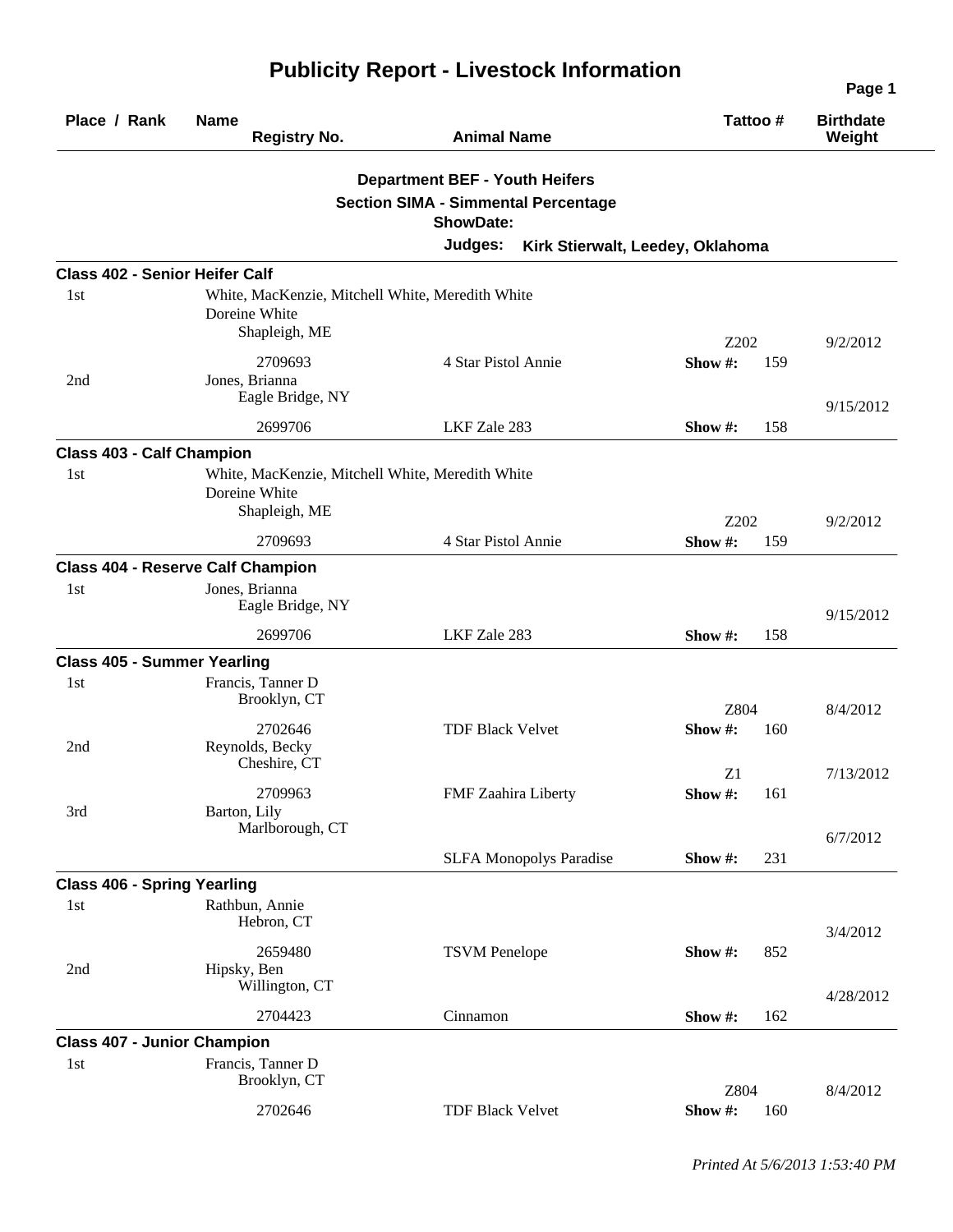# Publicity Report - Livestock Information

| Place / Rank | Name / Registry No. | Animal Name | Tattoo # | Birthdate / Weight |
|---|---|---|---|---|

**Department BEF - Youth Heifers**
**Section SIMA - Simmental Percentage**
**ShowDate:**
**Judges:** **Kirk Stierwalt, Leedey, Oklahoma**

### Class 402 - Senior Heifer Calf

| Place / Rank | Name / Registry No. | Animal Name | Tattoo # | Birthdate / Weight |
|---|---|---|---|---|
| 1st | White, MacKenzie, Mitchell White, Meredith White Doreine White, Shapleigh, ME | | Z202 | 9/2/2012 |
| | 2709693 | 4 Star Pistol Annie | Show #: 159 | |
| 2nd | Jones, Brianna, Eagle Bridge, NY | | | 9/15/2012 |
| | 2699706 | LKF Zale 283 | Show #: 158 | |

### Class 403 - Calf Champion

| Place / Rank | Name / Registry No. | Animal Name | Tattoo # | Birthdate / Weight |
|---|---|---|---|---|
| 1st | White, MacKenzie, Mitchell White, Meredith White Doreine White, Shapleigh, ME | | Z202 | 9/2/2012 |
| | 2709693 | 4 Star Pistol Annie | Show #: 159 | |

### Class 404 - Reserve Calf Champion

| Place / Rank | Name / Registry No. | Animal Name | Tattoo # | Birthdate / Weight |
|---|---|---|---|---|
| 1st | Jones, Brianna, Eagle Bridge, NY | | | 9/15/2012 |
| | 2699706 | LKF Zale 283 | Show #: 158 | |

### Class 405 - Summer Yearling

| Place / Rank | Name / Registry No. | Animal Name | Tattoo # | Birthdate / Weight |
|---|---|---|---|---|
| 1st | Francis, Tanner D, Brooklyn, CT | | Z804 | 8/4/2012 |
| | 2702646 | TDF Black Velvet | Show #: 160 | |
| 2nd | Reynolds, Becky, Cheshire, CT | | Z1 | 7/13/2012 |
| | 2709963 | FMF Zaahira Liberty | Show #: 161 | |
| 3rd | Barton, Lily, Marlborough, CT | | | 6/7/2012 |
| | | SLFA Monopolys Paradise | Show #: 231 | |

### Class 406 - Spring Yearling

| Place / Rank | Name / Registry No. | Animal Name | Tattoo # | Birthdate / Weight |
|---|---|---|---|---|
| 1st | Rathbun, Annie, Hebron, CT | | | 3/4/2012 |
| | 2659480 | TSVM Penelope | Show #: 852 | |
| 2nd | Hipsky, Ben, Willington, CT | | | 4/28/2012 |
| | 2704423 | Cinnamon | Show #: 162 | |

### Class 407 - Junior Champion

| Place / Rank | Name / Registry No. | Animal Name | Tattoo # | Birthdate / Weight |
|---|---|---|---|---|
| 1st | Francis, Tanner D, Brooklyn, CT | | Z804 | 8/4/2012 |
| | 2702646 | TDF Black Velvet | Show #: 160 | |

*Printed At 5/6/2013 1:53:40 PM*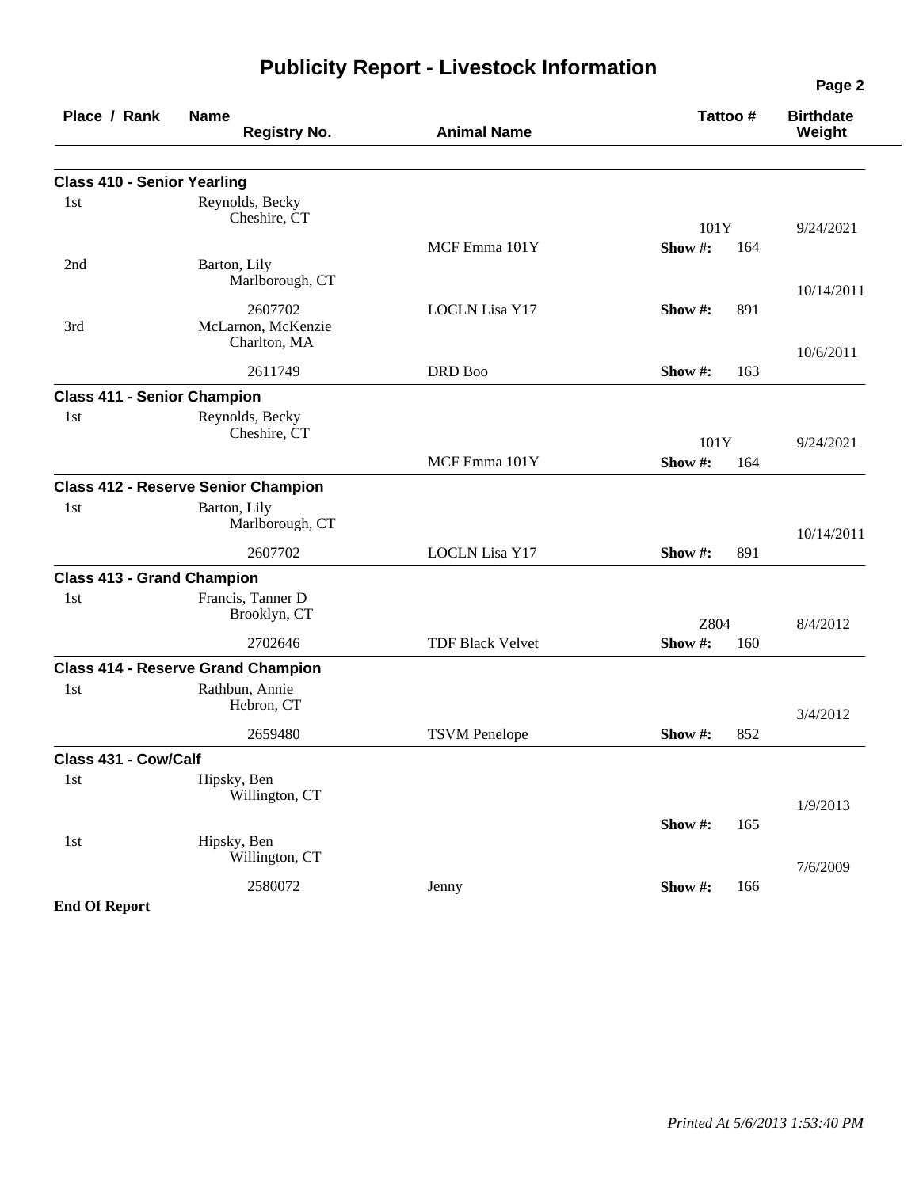# Publicity Report - Livestock Information

| Place / Rank | Name / Registry No. | Animal Name | Tattoo # | Birthdate / Weight |
|---|---|---|---|---|
| **Class 410 - Senior Yearling** | | | | |
| 1st | Reynolds, Becky<br>Cheshire, CT | MCF Emma 101Y | 101Y<br>**Show #:** 164 | 9/24/2021 |
| 2nd | Barton, Lily<br>Marlborough, CT<br>2607702 | LOCLN Lisa Y17 | **Show #:** 891 | 10/14/2011 |
| 3rd | McLarnon, McKenzie<br>Charlton, MA<br>2611749 | DRD Boo | **Show #:** 163 | 10/6/2011 |
| **Class 411 - Senior Champion** | | | | |
| 1st | Reynolds, Becky<br>Cheshire, CT | MCF Emma 101Y | 101Y<br>**Show #:** 164 | 9/24/2021 |
| **Class 412 - Reserve Senior Champion** | | | | |
| 1st | Barton, Lily<br>Marlborough, CT<br>2607702 | LOCLN Lisa Y17 | **Show #:** 891 | 10/14/2011 |
| **Class 413 - Grand Champion** | | | | |
| 1st | Francis, Tanner D<br>Brooklyn, CT<br>2702646 | TDF Black Velvet | Z804<br>**Show #:** 160 | 8/4/2012 |
| **Class 414 - Reserve Grand Champion** | | | | |
| 1st | Rathbun, Annie<br>Hebron, CT<br>2659480 | TSVM Penelope | **Show #:** 852 | 3/4/2012 |
| **Class 431 - Cow/Calf** | | | | |
| 1st | Hipsky, Ben<br>Willington, CT | | **Show #:** 165 | 1/9/2013 |
| 1st | Hipsky, Ben<br>Willington, CT<br>2580072 | Jenny | **Show #:** 166 | 7/6/2009 |

**End Of Report**

*Printed At 5/6/2013 1:53:40 PM*